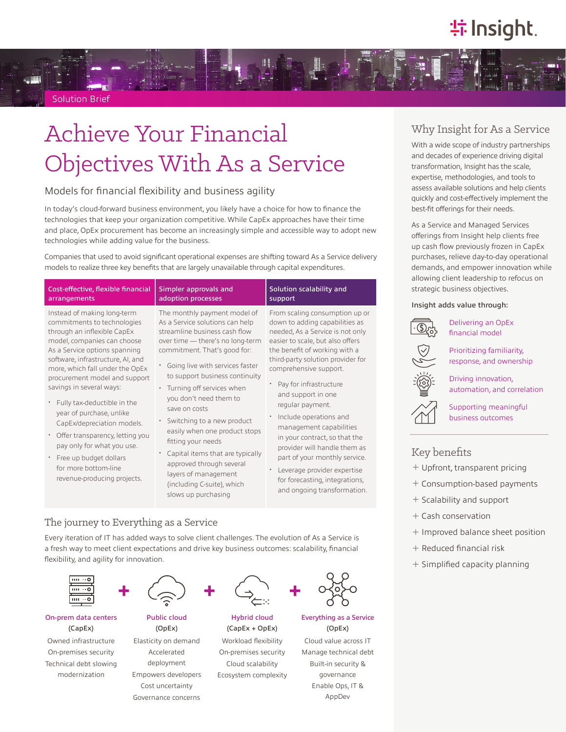Solution Brief

# Achieve Your Financial Objectives With As a Service

## Models for financial flexibility and business agility

In today's cloud-forward business environment, you likely have a choice for how to finance the technologies that keep your organization competitive. While CapEx approaches have their time and place, OpEx procurement has become an increasingly simple and accessible way to adopt new technologies while adding value for the business.

Companies that used to avoid significant operational expenses are shifting toward As a Service delivery models to realize three key benefits that are largely unavailable through capital expenditures.

### Cost-effective, flexible financial arrangements

Instead of making long-term commitments to technologies through an inflexible CapEx model, companies can choose As a Service options spanning software, infrastructure, AI, and more, which fall under the OpEx procurement model and support savings in several ways:

- Fully tax-deductible in the year of purchase, unlike CapEx/depreciation models.
- Offer transparency, letting you pay only for what you use.
- Free up budget dollars for more bottom-line revenue-producing projects.

### Simpler approvals and adoption processes

The monthly payment model of As a Service solutions can help streamline business cash flow over time — there's no long-term commitment. That's good for:

- Going live with services faster to support business continuity
- Turning off services when you don't need them to save on costs
- Switching to a new product easily when one product stops fitting your needs
- Capital items that are typically approved through several layers of management (including C-suite), which slows up purchasing

### Solution scalability and support

From scaling consumption up or down to adding capabilities as needed, As a Service is not only easier to scale, but also offers the benefit of working with a third-party solution provider for comprehensive support.

- Pay for infrastructure and support in one regular payment.
- Include operations and management capabilities in your contract, so that the provider will handle them as part of your monthly service.
- Leverage provider expertise for forecasting, integrations, and ongoing transformation.

## The journey to Everything as a Service

Every iteration of IT has added ways to solve client challenges. The evolution of As a Service is a fresh way to meet client expectations and drive key business outcomes: scalability, financial flexibility, and agility for innovation.

**On-prem data centers** (CapEx)
Owned infrastructure
On-premises security
Technical debt slowing modernization

+

**Public cloud** (OpEx)
Elasticity on demand
Accelerated deployment
Empowers developers
Cost uncertainty
Governance concerns

+

**Hybrid cloud** (CapEx + OpEx)
Workload flexibility
On-premises security
Cloud scalability
Ecosystem complexity

+

**Everything as a Service** (OpEx)
Cloud value across IT
Manage technical debt
Built-in security & governance
Enable Ops, IT & AppDev

## Why Insight for As a Service

With a wide scope of industry partnerships and decades of experience driving digital transformation, Insight has the scale, expertise, methodologies, and tools to assess available solutions and help clients quickly and cost-effectively implement the best-fit offerings for their needs.

As a Service and Managed Services offerings from Insight help clients free up cash flow previously frozen in CapEx purchases, relieve day-to-day operational demands, and empower innovation while allowing client leadership to refocus on strategic business objectives.

**Insight adds value through:**

- Delivering an OpEx financial model
- Prioritizing familiarity, response, and ownership
- Driving innovation, automation, and correlation
- Supporting meaningful business outcomes

## Key benefits

+ Upfront, transparent pricing
+ Consumption-based payments
+ Scalability and support
+ Cash conservation
+ Improved balance sheet position
+ Reduced financial risk
+ Simplified capacity planning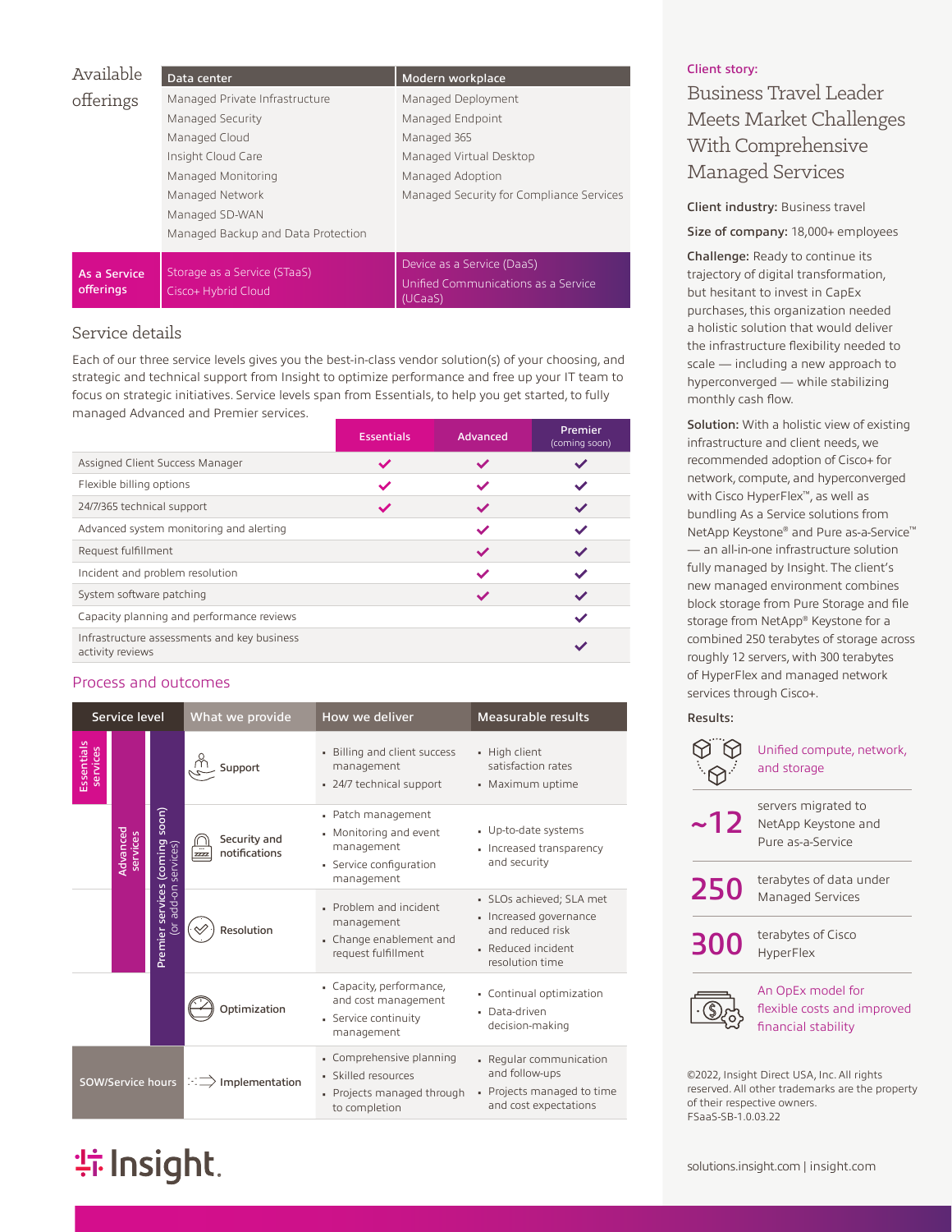## Available offerings

| | Data center | Modern workplace |
|---|---|---|
| | Managed Private Infrastructure | Managed Deployment |
| | Managed Security | Managed Endpoint |
| | Managed Cloud | Managed 365 |
| | Insight Cloud Care | Managed Virtual Desktop |
| | Managed Monitoring | Managed Adoption |
| | Managed Network | Managed Security for Compliance Services |
| | Managed SD-WAN | |
| | Managed Backup and Data Protection | |
| As a Service offerings | Storage as a Service (STaaS)<br>Cisco+ Hybrid Cloud | Device as a Service (DaaS)<br>Unified Communications as a Service (UCaaS) |

## Service details

Each of our three service levels gives you the best-in-class vendor solution(s) of your choosing, and strategic and technical support from Insight to optimize performance and free up your IT team to focus on strategic initiatives. Service levels span from Essentials, to help you get started, to fully managed Advanced and Premier services.

| | Essentials | Advanced | Premier (coming soon) |
|---|---|---|---|
| Assigned Client Success Manager | ✓ | ✓ | ✓ |
| Flexible billing options | ✓ | ✓ | ✓ |
| 24/7/365 technical support | ✓ | ✓ | ✓ |
| Advanced system monitoring and alerting | | ✓ | ✓ |
| Request fulfillment | | ✓ | ✓ |
| Incident and problem resolution | | ✓ | ✓ |
| System software patching | | ✓ | ✓ |
| Capacity planning and performance reviews | | | ✓ |
| Infrastructure assessments and key business activity reviews | | | ✓ |

## Process and outcomes

| Service level | What we provide | How we deliver | Measurable results |
|---|---|---|---|
| Essentials services; Advanced services; Premier services (coming soon) (or add-on services) | Support | • Billing and client success management<br>• 24/7 technical support | • High client satisfaction rates<br>• Maximum uptime |
| Advanced services; Premier services (coming soon) (or add-on services) | Security and notifications | • Patch management<br>• Monitoring and event management<br>• Service configuration management | • Up-to-date systems<br>• Increased transparency and security |
| Advanced services; Premier services (coming soon) (or add-on services) | Resolution | • Problem and incident management<br>• Change enablement and request fulfillment | • SLOs achieved; SLA met<br>• Increased governance and reduced risk<br>• Reduced incident resolution time |
| Premier services (coming soon) (or add-on services) | Optimization | • Capacity, performance, and cost management<br>• Service continuity management | • Continual optimization<br>• Data-driven decision-making |
| SOW/Service hours | Implementation | • Comprehensive planning<br>• Skilled resources<br>• Projects managed through to completion | • Regular communication and follow-ups<br>• Projects managed to time and cost expectations |

Insight.

Client story:

## Business Travel Leader Meets Market Challenges With Comprehensive Managed Services

**Client industry:** Business travel

**Size of company:** 18,000+ employees

**Challenge:** Ready to continue its trajectory of digital transformation, but hesitant to invest in CapEx purchases, this organization needed a holistic solution that would deliver the infrastructure flexibility needed to scale — including a new approach to hyperconverged — while stabilizing monthly cash flow.

**Solution:** With a holistic view of existing infrastructure and client needs, we recommended adoption of Cisco+ for network, compute, and hyperconverged with Cisco HyperFlex™, as well as bundling As a Service solutions from NetApp Keystone® and Pure as-a-Service™ — an all-in-one infrastructure solution fully managed by Insight. The client's new managed environment combines block storage from Pure Storage and file storage from NetApp® Keystone for a combined 250 terabytes of storage across roughly 12 servers, with 300 terabytes of HyperFlex and managed network services through Cisco+.

**Results:**

Unified compute, network, and storage

**~12** servers migrated to NetApp Keystone and Pure as-a-Service

**250** terabytes of data under Managed Services

**300** terabytes of Cisco HyperFlex

An OpEx model for flexible costs and improved financial stability

©2022, Insight Direct USA, Inc. All rights reserved. All other trademarks are the property of their respective owners.
FSaaS-SB-1.0.03.22

solutions.insight.com | insight.com